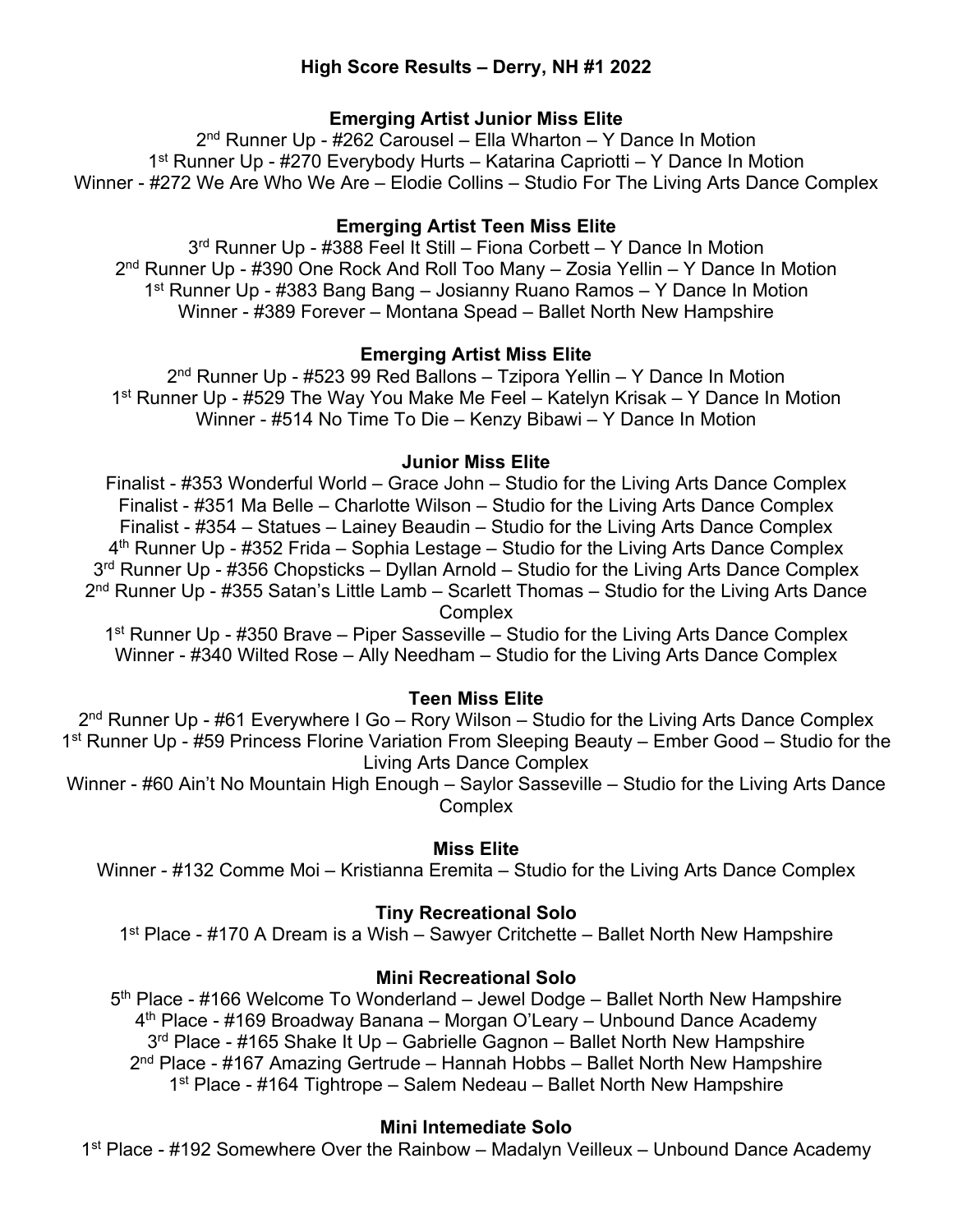# High Score Results – Derry, NH #1 2022

## Emerging Artist Junior Miss Elite

2nd Runner Up - #262 Carousel – Ella Wharton – Y Dance In Motion
1st Runner Up - #270 Everybody Hurts – Katarina Capriotti – Y Dance In Motion
Winner - #272 We Are Who We Are – Elodie Collins – Studio For The Living Arts Dance Complex

## Emerging Artist Teen Miss Elite

3rd Runner Up - #388 Feel It Still – Fiona Corbett – Y Dance In Motion
2nd Runner Up - #390 One Rock And Roll Too Many – Zosia Yellin – Y Dance In Motion
1st Runner Up - #383 Bang Bang – Josianny Ruano Ramos – Y Dance In Motion
Winner - #389 Forever – Montana Spead – Ballet North New Hampshire

## Emerging Artist Miss Elite

2nd Runner Up - #523 99 Red Ballons – Tzipora Yellin – Y Dance In Motion
1st Runner Up - #529 The Way You Make Me Feel – Katelyn Krisak – Y Dance In Motion
Winner - #514 No Time To Die – Kenzy Bibawi – Y Dance In Motion

## Junior Miss Elite

Finalist - #353 Wonderful World – Grace John – Studio for the Living Arts Dance Complex
Finalist - #351 Ma Belle – Charlotte Wilson – Studio for the Living Arts Dance Complex
Finalist - #354 – Statues – Lainey Beaudin – Studio for the Living Arts Dance Complex
4th Runner Up - #352 Frida – Sophia Lestage – Studio for the Living Arts Dance Complex
3rd Runner Up - #356 Chopsticks – Dyllan Arnold – Studio for the Living Arts Dance Complex
2nd Runner Up - #355 Satan's Little Lamb – Scarlett Thomas – Studio for the Living Arts Dance Complex
1st Runner Up - #350 Brave – Piper Sasseville – Studio for the Living Arts Dance Complex
Winner - #340 Wilted Rose – Ally Needham – Studio for the Living Arts Dance Complex

## Teen Miss Elite

2nd Runner Up - #61 Everywhere I Go – Rory Wilson – Studio for the Living Arts Dance Complex
1st Runner Up - #59 Princess Florine Variation From Sleeping Beauty – Ember Good – Studio for the Living Arts Dance Complex
Winner - #60 Ain't No Mountain High Enough – Saylor Sasseville – Studio for the Living Arts Dance Complex

## Miss Elite

Winner - #132 Comme Moi – Kristianna Eremita – Studio for the Living Arts Dance Complex

## Tiny Recreational Solo

1st Place - #170 A Dream is a Wish – Sawyer Critchette – Ballet North New Hampshire

## Mini Recreational Solo

5th Place - #166 Welcome To Wonderland – Jewel Dodge – Ballet North New Hampshire
4th Place - #169 Broadway Banana – Morgan O'Leary – Unbound Dance Academy
3rd Place - #165 Shake It Up – Gabrielle Gagnon – Ballet North New Hampshire
2nd Place - #167 Amazing Gertrude – Hannah Hobbs – Ballet North New Hampshire
1st Place - #164 Tightrope – Salem Nedeau – Ballet North New Hampshire

## Mini Intemediate Solo

1st Place - #192 Somewhere Over the Rainbow – Madalyn Veilleux – Unbound Dance Academy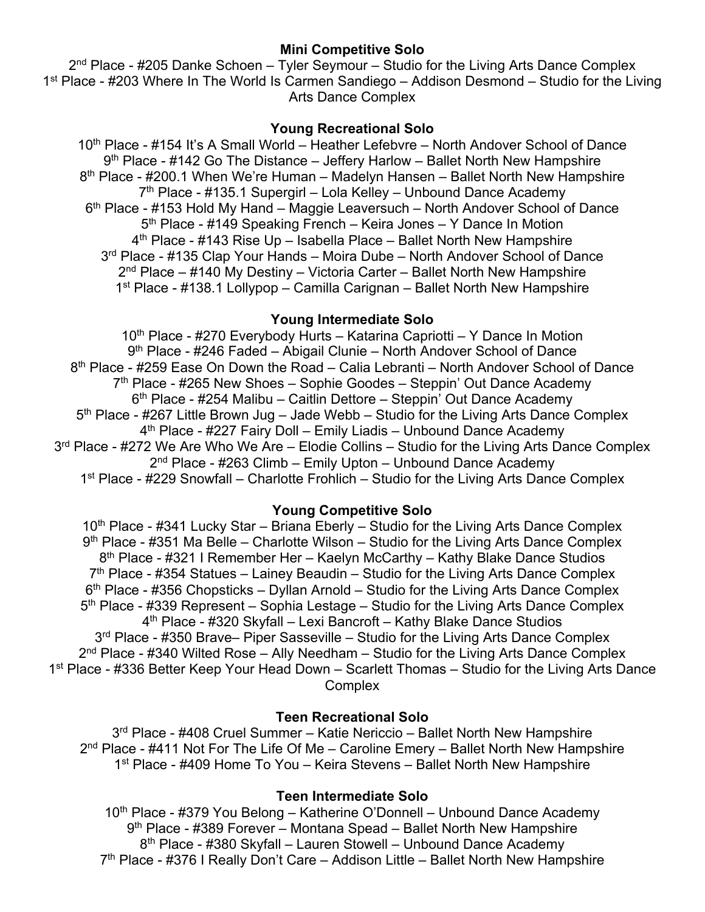**Mini Competitive Solo**

2nd Place - #205 Danke Schoen – Tyler Seymour – Studio for the Living Arts Dance Complex
1st Place - #203 Where In The World Is Carmen Sandiego – Addison Desmond – Studio for the Living Arts Dance Complex

**Young Recreational Solo**

10th Place - #154 It's A Small World – Heather Lefebvre – North Andover School of Dance
9th Place - #142 Go The Distance – Jeffery Harlow – Ballet North New Hampshire
8th Place - #200.1 When We're Human – Madelyn Hansen – Ballet North New Hampshire
7th Place - #135.1 Supergirl – Lola Kelley – Unbound Dance Academy
6th Place - #153 Hold My Hand – Maggie Leaversuch – North Andover School of Dance
5th Place - #149 Speaking French – Keira Jones – Y Dance In Motion
4th Place - #143 Rise Up – Isabella Place – Ballet North New Hampshire
3rd Place - #135 Clap Your Hands – Moira Dube – North Andover School of Dance
2nd Place – #140 My Destiny – Victoria Carter – Ballet North New Hampshire
1st Place - #138.1 Lollypop – Camilla Carignan – Ballet North New Hampshire

**Young Intermediate Solo**

10th Place - #270 Everybody Hurts – Katarina Capriotti – Y Dance In Motion
9th Place - #246 Faded – Abigail Clunie – North Andover School of Dance
8th Place - #259 Ease On Down the Road – Calia Lebranti – North Andover School of Dance
7th Place - #265 New Shoes – Sophie Goodes – Steppin' Out Dance Academy
6th Place - #254 Malibu – Caitlin Dettore – Steppin' Out Dance Academy
5th Place - #267 Little Brown Jug – Jade Webb – Studio for the Living Arts Dance Complex
4th Place - #227 Fairy Doll – Emily Liadis – Unbound Dance Academy
3rd Place - #272 We Are Who We Are – Elodie Collins – Studio for the Living Arts Dance Complex
2nd Place - #263 Climb – Emily Upton – Unbound Dance Academy
1st Place - #229 Snowfall – Charlotte Frohlich – Studio for the Living Arts Dance Complex

**Young Competitive Solo**

10th Place - #341 Lucky Star – Briana Eberly – Studio for the Living Arts Dance Complex
9th Place - #351 Ma Belle – Charlotte Wilson – Studio for the Living Arts Dance Complex
8th Place - #321 I Remember Her – Kaelyn McCarthy – Kathy Blake Dance Studios
7th Place - #354 Statues – Lainey Beaudin – Studio for the Living Arts Dance Complex
6th Place - #356 Chopsticks – Dyllan Arnold – Studio for the Living Arts Dance Complex
5th Place - #339 Represent – Sophia Lestage – Studio for the Living Arts Dance Complex
4th Place - #320 Skyfall – Lexi Bancroft – Kathy Blake Dance Studios
3rd Place - #350 Brave– Piper Sasseville – Studio for the Living Arts Dance Complex
2nd Place - #340 Wilted Rose – Ally Needham – Studio for the Living Arts Dance Complex
1st Place - #336 Better Keep Your Head Down – Scarlett Thomas – Studio for the Living Arts Dance Complex

**Teen Recreational Solo**

3rd Place - #408 Cruel Summer – Katie Nericcio – Ballet North New Hampshire
2nd Place - #411 Not For The Life Of Me – Caroline Emery – Ballet North New Hampshire
1st Place - #409 Home To You – Keira Stevens – Ballet North New Hampshire

**Teen Intermediate Solo**

10th Place - #379 You Belong – Katherine O'Donnell – Unbound Dance Academy
9th Place - #389 Forever – Montana Spead – Ballet North New Hampshire
8th Place - #380 Skyfall – Lauren Stowell – Unbound Dance Academy
7th Place - #376 I Really Don't Care – Addison Little – Ballet North New Hampshire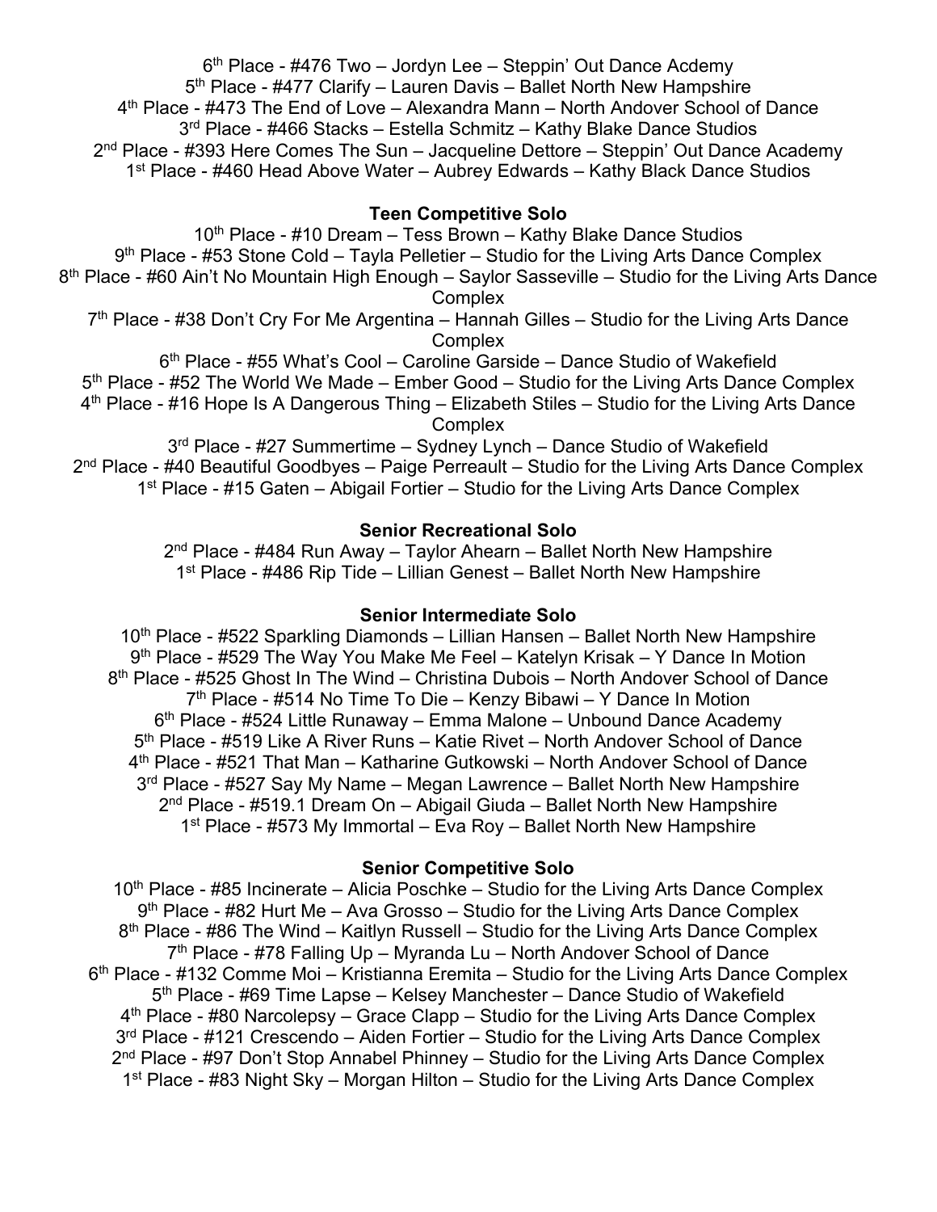6th Place - #476 Two – Jordyn Lee – Steppin' Out Dance Acdemy
5th Place - #477 Clarify – Lauren Davis – Ballet North New Hampshire
4th Place - #473 The End of Love – Alexandra Mann – North Andover School of Dance
3rd Place - #466 Stacks – Estella Schmitz – Kathy Blake Dance Studios
2nd Place - #393 Here Comes The Sun – Jacqueline Dettore – Steppin' Out Dance Academy
1st Place - #460 Head Above Water – Aubrey Edwards – Kathy Black Dance Studios

**Teen Competitive Solo**

10th Place - #10 Dream – Tess Brown – Kathy Blake Dance Studios
9th Place - #53 Stone Cold – Tayla Pelletier – Studio for the Living Arts Dance Complex
8th Place - #60 Ain't No Mountain High Enough – Saylor Sasseville – Studio for the Living Arts Dance Complex
7th Place - #38 Don't Cry For Me Argentina – Hannah Gilles – Studio for the Living Arts Dance Complex
6th Place - #55 What's Cool – Caroline Garside – Dance Studio of Wakefield
5th Place - #52 The World We Made – Ember Good – Studio for the Living Arts Dance Complex
4th Place - #16 Hope Is A Dangerous Thing – Elizabeth Stiles – Studio for the Living Arts Dance Complex
3rd Place - #27 Summertime – Sydney Lynch – Dance Studio of Wakefield
2nd Place - #40 Beautiful Goodbyes – Paige Perreault – Studio for the Living Arts Dance Complex
1st Place - #15 Gaten – Abigail Fortier – Studio for the Living Arts Dance Complex

**Senior Recreational Solo**

2nd Place - #484 Run Away – Taylor Ahearn – Ballet North New Hampshire
1st Place - #486 Rip Tide – Lillian Genest – Ballet North New Hampshire

**Senior Intermediate Solo**

10th Place - #522 Sparkling Diamonds – Lillian Hansen – Ballet North New Hampshire
9th Place - #529 The Way You Make Me Feel – Katelyn Krisak – Y Dance In Motion
8th Place - #525 Ghost In The Wind – Christina Dubois – North Andover School of Dance
7th Place - #514 No Time To Die – Kenzy Bibawi – Y Dance In Motion
6th Place - #524 Little Runaway – Emma Malone – Unbound Dance Academy
5th Place - #519 Like A River Runs – Katie Rivet – North Andover School of Dance
4th Place - #521 That Man – Katharine Gutkowski – North Andover School of Dance
3rd Place - #527 Say My Name – Megan Lawrence – Ballet North New Hampshire
2nd Place - #519.1 Dream On – Abigail Giuda – Ballet North New Hampshire
1st Place - #573 My Immortal – Eva Roy – Ballet North New Hampshire

**Senior Competitive Solo**

10th Place - #85 Incinerate – Alicia Poschke – Studio for the Living Arts Dance Complex
9th Place - #82 Hurt Me – Ava Grosso – Studio for the Living Arts Dance Complex
8th Place - #86 The Wind – Kaitlyn Russell – Studio for the Living Arts Dance Complex
7th Place - #78 Falling Up – Myranda Lu – North Andover School of Dance
6th Place - #132 Comme Moi – Kristianna Eremita – Studio for the Living Arts Dance Complex
5th Place - #69 Time Lapse – Kelsey Manchester – Dance Studio of Wakefield
4th Place - #80 Narcolepsy – Grace Clapp – Studio for the Living Arts Dance Complex
3rd Place - #121 Crescendo – Aiden Fortier – Studio for the Living Arts Dance Complex
2nd Place - #97 Don't Stop Annabel Phinney – Studio for the Living Arts Dance Complex
1st Place - #83 Night Sky – Morgan Hilton – Studio for the Living Arts Dance Complex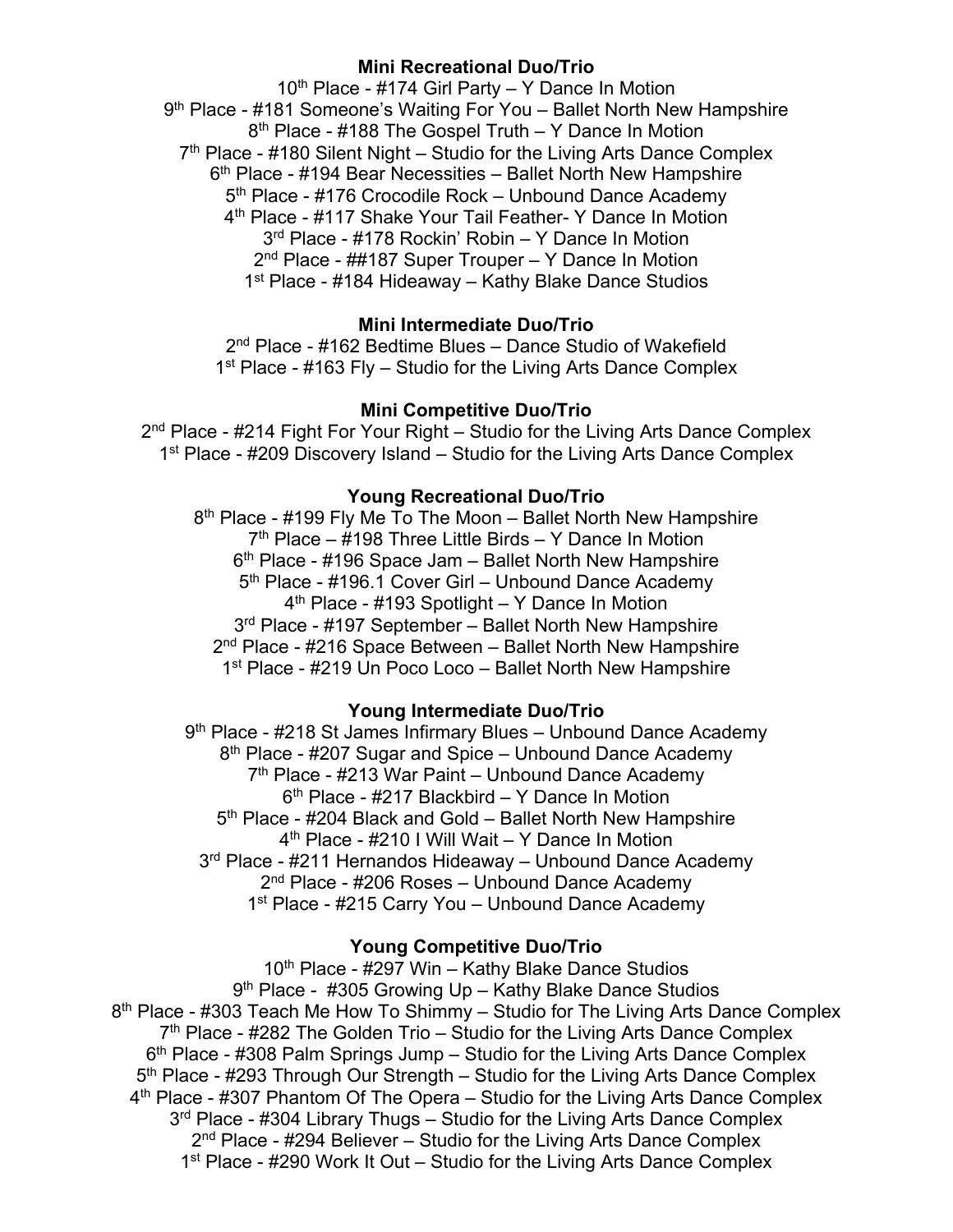**Mini Recreational Duo/Trio**

10th Place - #174 Girl Party – Y Dance In Motion
9th Place - #181 Someone's Waiting For You – Ballet North New Hampshire
8th Place - #188 The Gospel Truth – Y Dance In Motion
7th Place - #180 Silent Night – Studio for the Living Arts Dance Complex
6th Place - #194 Bear Necessities – Ballet North New Hampshire
5th Place - #176 Crocodile Rock – Unbound Dance Academy
4th Place - #117 Shake Your Tail Feather- Y Dance In Motion
3rd Place - #178 Rockin' Robin – Y Dance In Motion
2nd Place - ##187 Super Trouper – Y Dance In Motion
1st Place - #184 Hideaway – Kathy Blake Dance Studios

**Mini Intermediate Duo/Trio**

2nd Place - #162 Bedtime Blues – Dance Studio of Wakefield
1st Place - #163 Fly – Studio for the Living Arts Dance Complex

**Mini Competitive Duo/Trio**

2nd Place - #214 Fight For Your Right – Studio for the Living Arts Dance Complex
1st Place - #209 Discovery Island – Studio for the Living Arts Dance Complex

**Young Recreational Duo/Trio**

8th Place - #199 Fly Me To The Moon – Ballet North New Hampshire
7th Place – #198 Three Little Birds – Y Dance In Motion
6th Place - #196 Space Jam – Ballet North New Hampshire
5th Place - #196.1 Cover Girl – Unbound Dance Academy
4th Place - #193 Spotlight – Y Dance In Motion
3rd Place - #197 September – Ballet North New Hampshire
2nd Place - #216 Space Between – Ballet North New Hampshire
1st Place - #219 Un Poco Loco – Ballet North New Hampshire

**Young Intermediate Duo/Trio**

9th Place - #218 St James Infirmary Blues – Unbound Dance Academy
8th Place - #207 Sugar and Spice – Unbound Dance Academy
7th Place - #213 War Paint – Unbound Dance Academy
6th Place - #217 Blackbird – Y Dance In Motion
5th Place - #204 Black and Gold – Ballet North New Hampshire
4th Place - #210 I Will Wait – Y Dance In Motion
3rd Place - #211 Hernandos Hideaway – Unbound Dance Academy
2nd Place - #206 Roses – Unbound Dance Academy
1st Place - #215 Carry You – Unbound Dance Academy

**Young Competitive Duo/Trio**

10th Place - #297 Win – Kathy Blake Dance Studios
9th Place - #305 Growing Up – Kathy Blake Dance Studios
8th Place - #303 Teach Me How To Shimmy – Studio for The Living Arts Dance Complex
7th Place - #282 The Golden Trio – Studio for the Living Arts Dance Complex
6th Place - #308 Palm Springs Jump – Studio for the Living Arts Dance Complex
5th Place - #293 Through Our Strength – Studio for the Living Arts Dance Complex
4th Place - #307 Phantom Of The Opera – Studio for the Living Arts Dance Complex
3rd Place - #304 Library Thugs – Studio for the Living Arts Dance Complex
2nd Place - #294 Believer – Studio for the Living Arts Dance Complex
1st Place - #290 Work It Out – Studio for the Living Arts Dance Complex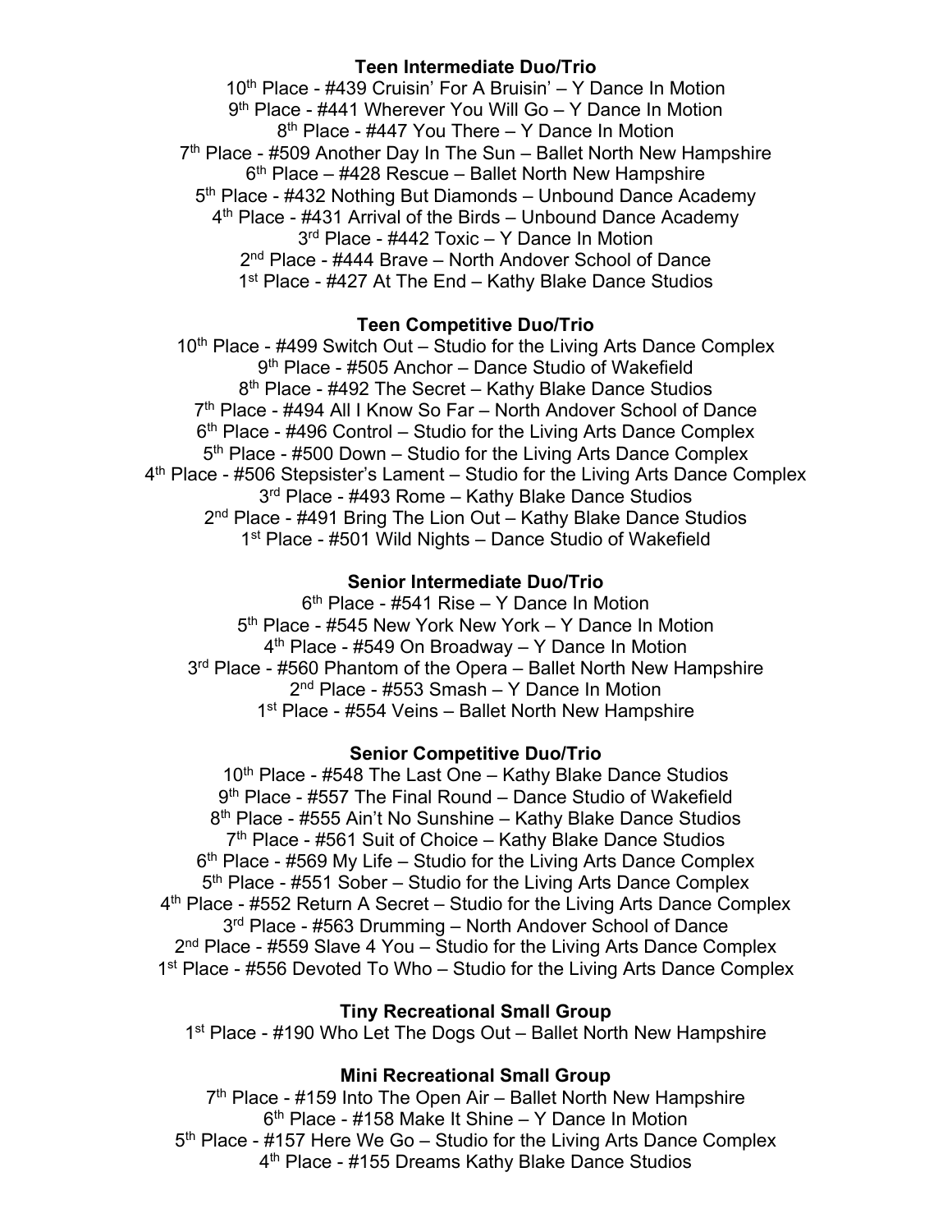**Teen Intermediate Duo/Trio**

10th Place - #439 Cruisin' For A Bruisin' – Y Dance In Motion
9th Place - #441 Wherever You Will Go – Y Dance In Motion
8th Place - #447 You There – Y Dance In Motion
7th Place - #509 Another Day In The Sun – Ballet North New Hampshire
6th Place – #428 Rescue – Ballet North New Hampshire
5th Place - #432 Nothing But Diamonds – Unbound Dance Academy
4th Place - #431 Arrival of the Birds – Unbound Dance Academy
3rd Place - #442 Toxic – Y Dance In Motion
2nd Place - #444 Brave – North Andover School of Dance
1st Place - #427 At The End – Kathy Blake Dance Studios

**Teen Competitive Duo/Trio**

10th Place - #499 Switch Out – Studio for the Living Arts Dance Complex
9th Place - #505 Anchor – Dance Studio of Wakefield
8th Place - #492 The Secret – Kathy Blake Dance Studios
7th Place - #494 All I Know So Far – North Andover School of Dance
6th Place - #496 Control – Studio for the Living Arts Dance Complex
5th Place - #500 Down – Studio for the Living Arts Dance Complex
4th Place - #506 Stepsister's Lament – Studio for the Living Arts Dance Complex
3rd Place - #493 Rome – Kathy Blake Dance Studios
2nd Place - #491 Bring The Lion Out – Kathy Blake Dance Studios
1st Place - #501 Wild Nights – Dance Studio of Wakefield

**Senior Intermediate Duo/Trio**

6th Place - #541 Rise – Y Dance In Motion
5th Place - #545 New York New York – Y Dance In Motion
4th Place - #549 On Broadway – Y Dance In Motion
3rd Place - #560 Phantom of the Opera – Ballet North New Hampshire
2nd Place - #553 Smash – Y Dance In Motion
1st Place - #554 Veins – Ballet North New Hampshire

**Senior Competitive Duo/Trio**

10th Place - #548 The Last One – Kathy Blake Dance Studios
9th Place - #557 The Final Round – Dance Studio of Wakefield
8th Place - #555 Ain't No Sunshine – Kathy Blake Dance Studios
7th Place - #561 Suit of Choice – Kathy Blake Dance Studios
6th Place - #569 My Life – Studio for the Living Arts Dance Complex
5th Place - #551 Sober – Studio for the Living Arts Dance Complex
4th Place - #552 Return A Secret – Studio for the Living Arts Dance Complex
3rd Place - #563 Drumming – North Andover School of Dance
2nd Place - #559 Slave 4 You – Studio for the Living Arts Dance Complex
1st Place - #556 Devoted To Who – Studio for the Living Arts Dance Complex

**Tiny Recreational Small Group**

1st Place - #190 Who Let The Dogs Out – Ballet North New Hampshire

**Mini Recreational Small Group**

7th Place - #159 Into The Open Air – Ballet North New Hampshire
6th Place - #158 Make It Shine – Y Dance In Motion
5th Place - #157 Here We Go – Studio for the Living Arts Dance Complex
4th Place - #155 Dreams Kathy Blake Dance Studios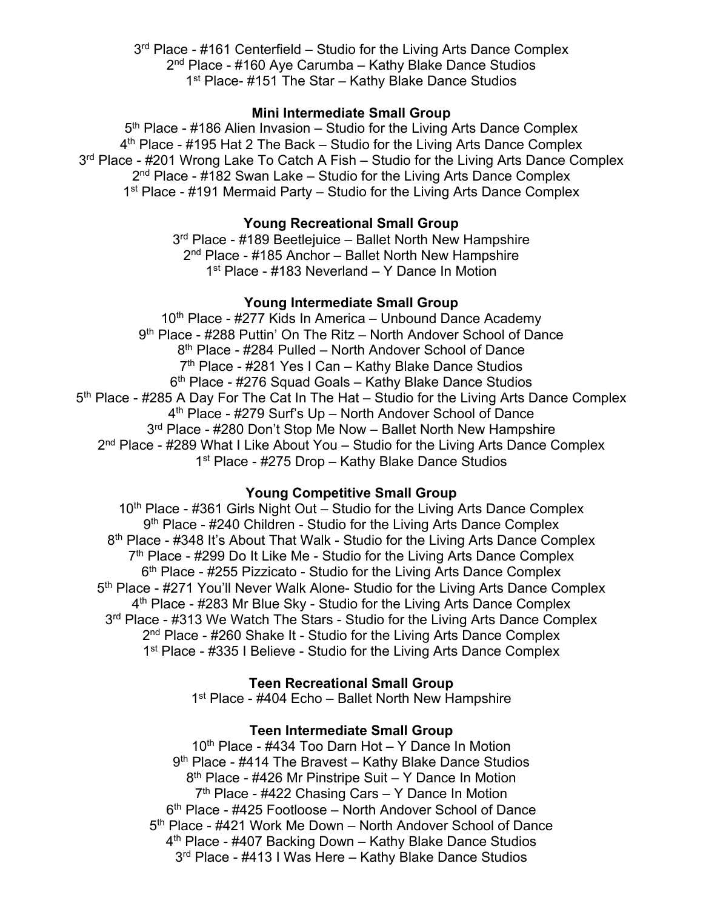3rd Place - #161 Centerfield – Studio for the Living Arts Dance Complex
2nd Place - #160 Aye Carumba – Kathy Blake Dance Studios
1st Place- #151 The Star – Kathy Blake Dance Studios

**Mini Intermediate Small Group**

5th Place - #186 Alien Invasion – Studio for the Living Arts Dance Complex
4th Place - #195 Hat 2 The Back – Studio for the Living Arts Dance Complex
3rd Place - #201 Wrong Lake To Catch A Fish – Studio for the Living Arts Dance Complex
2nd Place - #182 Swan Lake – Studio for the Living Arts Dance Complex
1st Place - #191 Mermaid Party – Studio for the Living Arts Dance Complex

**Young Recreational Small Group**

3rd Place - #189 Beetlejuice – Ballet North New Hampshire
2nd Place - #185 Anchor – Ballet North New Hampshire
1st Place - #183 Neverland – Y Dance In Motion

**Young Intermediate Small Group**

10th Place - #277 Kids In America – Unbound Dance Academy
9th Place - #288 Puttin' On The Ritz – North Andover School of Dance
8th Place - #284 Pulled – North Andover School of Dance
7th Place - #281 Yes I Can – Kathy Blake Dance Studios
6th Place - #276 Squad Goals – Kathy Blake Dance Studios
5th Place - #285 A Day For The Cat In The Hat – Studio for the Living Arts Dance Complex
4th Place - #279 Surf's Up – North Andover School of Dance
3rd Place - #280 Don't Stop Me Now – Ballet North New Hampshire
2nd Place - #289 What I Like About You – Studio for the Living Arts Dance Complex
1st Place - #275 Drop – Kathy Blake Dance Studios

**Young Competitive Small Group**

10th Place - #361 Girls Night Out – Studio for the Living Arts Dance Complex
9th Place - #240 Children - Studio for the Living Arts Dance Complex
8th Place - #348 It's About That Walk - Studio for the Living Arts Dance Complex
7th Place - #299 Do It Like Me - Studio for the Living Arts Dance Complex
6th Place - #255 Pizzicato - Studio for the Living Arts Dance Complex
5th Place - #271 You'll Never Walk Alone- Studio for the Living Arts Dance Complex
4th Place - #283 Mr Blue Sky - Studio for the Living Arts Dance Complex
3rd Place - #313 We Watch The Stars - Studio for the Living Arts Dance Complex
2nd Place - #260 Shake It - Studio for the Living Arts Dance Complex
1st Place - #335 I Believe - Studio for the Living Arts Dance Complex

**Teen Recreational Small Group**

1st Place - #404 Echo – Ballet North New Hampshire

**Teen Intermediate Small Group**

10th Place - #434 Too Darn Hot – Y Dance In Motion
9th Place - #414 The Bravest – Kathy Blake Dance Studios
8th Place - #426 Mr Pinstripe Suit – Y Dance In Motion
7th Place - #422 Chasing Cars – Y Dance In Motion
6th Place - #425 Footloose – North Andover School of Dance
5th Place - #421 Work Me Down – North Andover School of Dance
4th Place - #407 Backing Down – Kathy Blake Dance Studios
3rd Place - #413 I Was Here – Kathy Blake Dance Studios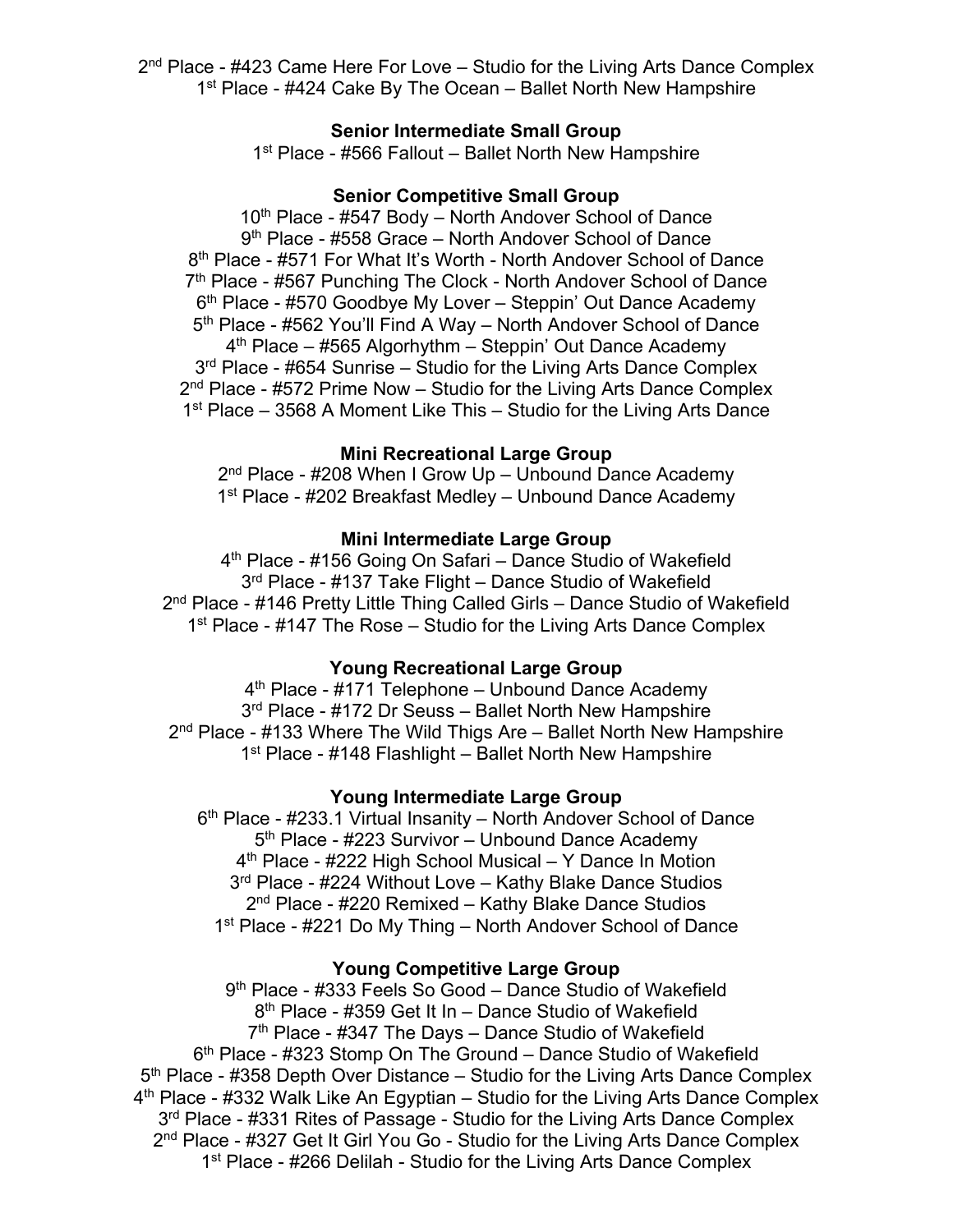2nd Place - #423 Came Here For Love – Studio for the Living Arts Dance Complex
1st Place - #424 Cake By The Ocean – Ballet North New Hampshire

**Senior Intermediate Small Group**

1st Place - #566 Fallout – Ballet North New Hampshire

**Senior Competitive Small Group**

10th Place - #547 Body – North Andover School of Dance
9th Place - #558 Grace – North Andover School of Dance
8th Place - #571 For What It's Worth - North Andover School of Dance
7th Place - #567 Punching The Clock - North Andover School of Dance
6th Place - #570 Goodbye My Lover – Steppin' Out Dance Academy
5th Place - #562 You'll Find A Way – North Andover School of Dance
4th Place – #565 Algorhythm – Steppin' Out Dance Academy
3rd Place - #654 Sunrise – Studio for the Living Arts Dance Complex
2nd Place - #572 Prime Now – Studio for the Living Arts Dance Complex
1st Place – 3568 A Moment Like This – Studio for the Living Arts Dance

**Mini Recreational Large Group**

2nd Place - #208 When I Grow Up – Unbound Dance Academy
1st Place - #202 Breakfast Medley – Unbound Dance Academy

**Mini Intermediate Large Group**

4th Place - #156 Going On Safari – Dance Studio of Wakefield
3rd Place - #137 Take Flight – Dance Studio of Wakefield
2nd Place - #146 Pretty Little Thing Called Girls – Dance Studio of Wakefield
1st Place - #147 The Rose – Studio for the Living Arts Dance Complex

**Young Recreational Large Group**

4th Place - #171 Telephone – Unbound Dance Academy
3rd Place - #172 Dr Seuss – Ballet North New Hampshire
2nd Place - #133 Where The Wild Thigs Are – Ballet North New Hampshire
1st Place - #148 Flashlight – Ballet North New Hampshire

**Young Intermediate Large Group**

6th Place - #233.1 Virtual Insanity – North Andover School of Dance
5th Place - #223 Survivor – Unbound Dance Academy
4th Place - #222 High School Musical – Y Dance In Motion
3rd Place - #224 Without Love – Kathy Blake Dance Studios
2nd Place - #220 Remixed – Kathy Blake Dance Studios
1st Place - #221 Do My Thing – North Andover School of Dance

**Young Competitive Large Group**

9th Place - #333 Feels So Good – Dance Studio of Wakefield
8th Place - #359 Get It In – Dance Studio of Wakefield
7th Place - #347 The Days – Dance Studio of Wakefield
6th Place - #323 Stomp On The Ground – Dance Studio of Wakefield
5th Place - #358 Depth Over Distance – Studio for the Living Arts Dance Complex
4th Place - #332 Walk Like An Egyptian – Studio for the Living Arts Dance Complex
3rd Place - #331 Rites of Passage - Studio for the Living Arts Dance Complex
2nd Place - #327 Get It Girl You Go - Studio for the Living Arts Dance Complex
1st Place - #266 Delilah - Studio for the Living Arts Dance Complex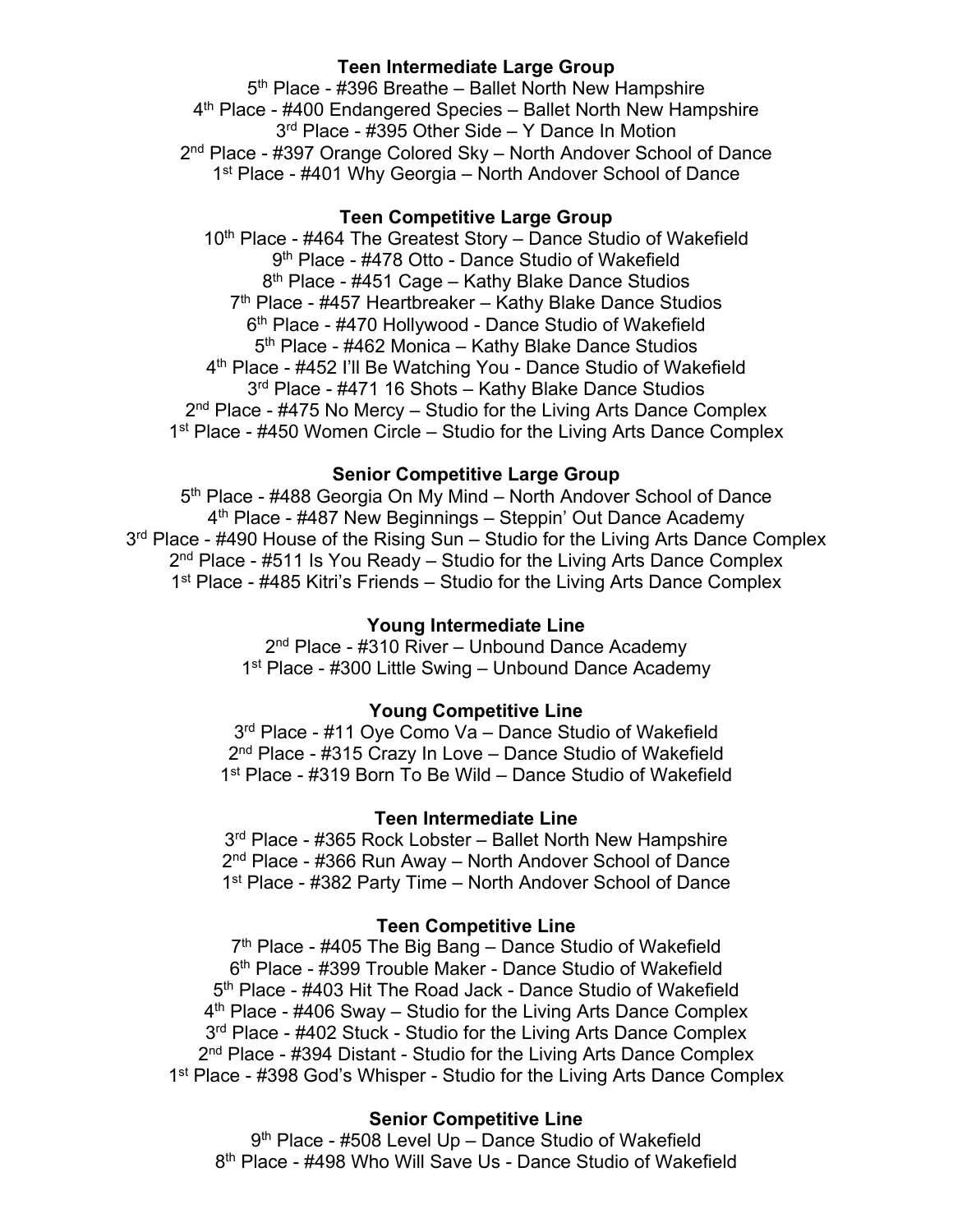**Teen Intermediate Large Group**

5th Place - #396 Breathe – Ballet North New Hampshire
4th Place - #400 Endangered Species – Ballet North New Hampshire
3rd Place - #395 Other Side – Y Dance In Motion
2nd Place - #397 Orange Colored Sky – North Andover School of Dance
1st Place - #401 Why Georgia – North Andover School of Dance

**Teen Competitive Large Group**

10th Place - #464 The Greatest Story – Dance Studio of Wakefield
9th Place - #478 Otto - Dance Studio of Wakefield
8th Place - #451 Cage – Kathy Blake Dance Studios
7th Place - #457 Heartbreaker – Kathy Blake Dance Studios
6th Place - #470 Hollywood - Dance Studio of Wakefield
5th Place - #462 Monica – Kathy Blake Dance Studios
4th Place - #452 I'll Be Watching You - Dance Studio of Wakefield
3rd Place - #471 16 Shots – Kathy Blake Dance Studios
2nd Place - #475 No Mercy – Studio for the Living Arts Dance Complex
1st Place - #450 Women Circle – Studio for the Living Arts Dance Complex

**Senior Competitive Large Group**

5th Place - #488 Georgia On My Mind – North Andover School of Dance
4th Place - #487 New Beginnings – Steppin' Out Dance Academy
3rd Place - #490 House of the Rising Sun – Studio for the Living Arts Dance Complex
2nd Place - #511 Is You Ready – Studio for the Living Arts Dance Complex
1st Place - #485 Kitri's Friends – Studio for the Living Arts Dance Complex

**Young Intermediate Line**

2nd Place - #310 River – Unbound Dance Academy
1st Place - #300 Little Swing – Unbound Dance Academy

**Young Competitive Line**

3rd Place - #11 Oye Como Va – Dance Studio of Wakefield
2nd Place - #315 Crazy In Love – Dance Studio of Wakefield
1st Place - #319 Born To Be Wild – Dance Studio of Wakefield

**Teen Intermediate Line**

3rd Place - #365 Rock Lobster – Ballet North New Hampshire
2nd Place - #366 Run Away – North Andover School of Dance
1st Place - #382 Party Time – North Andover School of Dance

**Teen Competitive Line**

7th Place - #405 The Big Bang – Dance Studio of Wakefield
6th Place - #399 Trouble Maker - Dance Studio of Wakefield
5th Place - #403 Hit The Road Jack - Dance Studio of Wakefield
4th Place - #406 Sway – Studio for the Living Arts Dance Complex
3rd Place - #402 Stuck - Studio for the Living Arts Dance Complex
2nd Place - #394 Distant - Studio for the Living Arts Dance Complex
1st Place - #398 God's Whisper - Studio for the Living Arts Dance Complex

**Senior Competitive Line**

9th Place - #508 Level Up – Dance Studio of Wakefield
8th Place - #498 Who Will Save Us - Dance Studio of Wakefield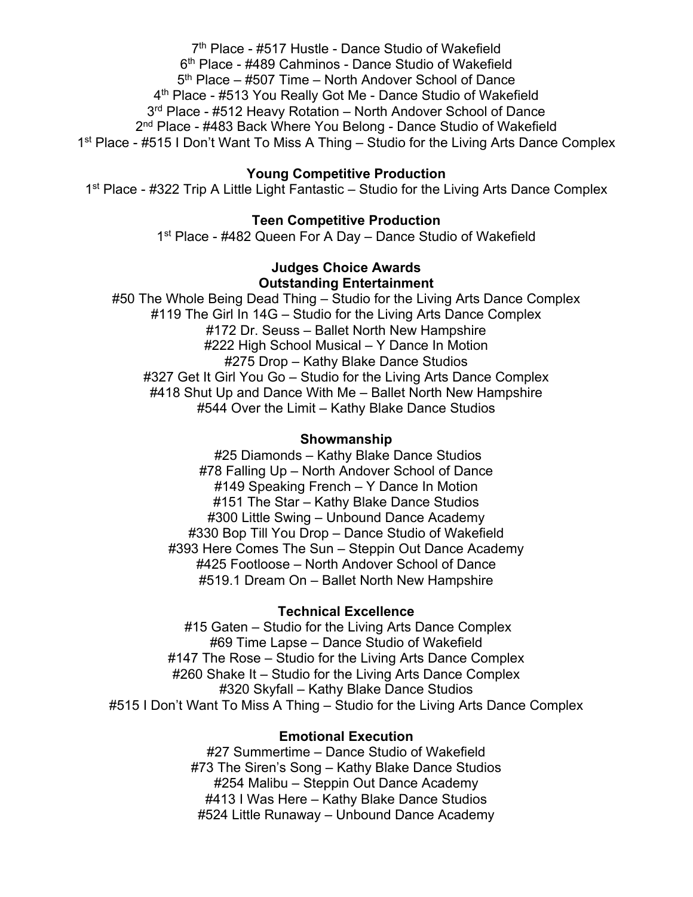7th Place - #517 Hustle - Dance Studio of Wakefield
6th Place - #489 Cahminos - Dance Studio of Wakefield
5th Place – #507 Time – North Andover School of Dance
4th Place - #513 You Really Got Me - Dance Studio of Wakefield
3rd Place - #512 Heavy Rotation – North Andover School of Dance
2nd Place - #483 Back Where You Belong - Dance Studio of Wakefield
1st Place - #515 I Don't Want To Miss A Thing – Studio for the Living Arts Dance Complex

**Young Competitive Production**

1st Place - #322 Trip A Little Light Fantastic – Studio for the Living Arts Dance Complex

**Teen Competitive Production**

1st Place - #482 Queen For A Day – Dance Studio of Wakefield

**Judges Choice Awards**

**Outstanding Entertainment**

#50 The Whole Being Dead Thing – Studio for the Living Arts Dance Complex
#119 The Girl In 14G – Studio for the Living Arts Dance Complex
#172 Dr. Seuss – Ballet North New Hampshire
#222 High School Musical – Y Dance In Motion
#275 Drop – Kathy Blake Dance Studios
#327 Get It Girl You Go – Studio for the Living Arts Dance Complex
#418 Shut Up and Dance With Me – Ballet North New Hampshire
#544 Over the Limit – Kathy Blake Dance Studios

**Showmanship**

#25 Diamonds – Kathy Blake Dance Studios
#78 Falling Up – North Andover School of Dance
#149 Speaking French – Y Dance In Motion
#151 The Star – Kathy Blake Dance Studios
#300 Little Swing – Unbound Dance Academy
#330 Bop Till You Drop – Dance Studio of Wakefield
#393 Here Comes The Sun – Steppin Out Dance Academy
#425 Footloose – North Andover School of Dance
#519.1 Dream On – Ballet North New Hampshire

**Technical Excellence**

#15 Gaten – Studio for the Living Arts Dance Complex
#69 Time Lapse – Dance Studio of Wakefield
#147 The Rose – Studio for the Living Arts Dance Complex
#260 Shake It – Studio for the Living Arts Dance Complex
#320 Skyfall – Kathy Blake Dance Studios
#515 I Don't Want To Miss A Thing – Studio for the Living Arts Dance Complex

**Emotional Execution**

#27 Summertime – Dance Studio of Wakefield
#73 The Siren's Song – Kathy Blake Dance Studios
#254 Malibu – Steppin Out Dance Academy
#413 I Was Here – Kathy Blake Dance Studios
#524 Little Runaway – Unbound Dance Academy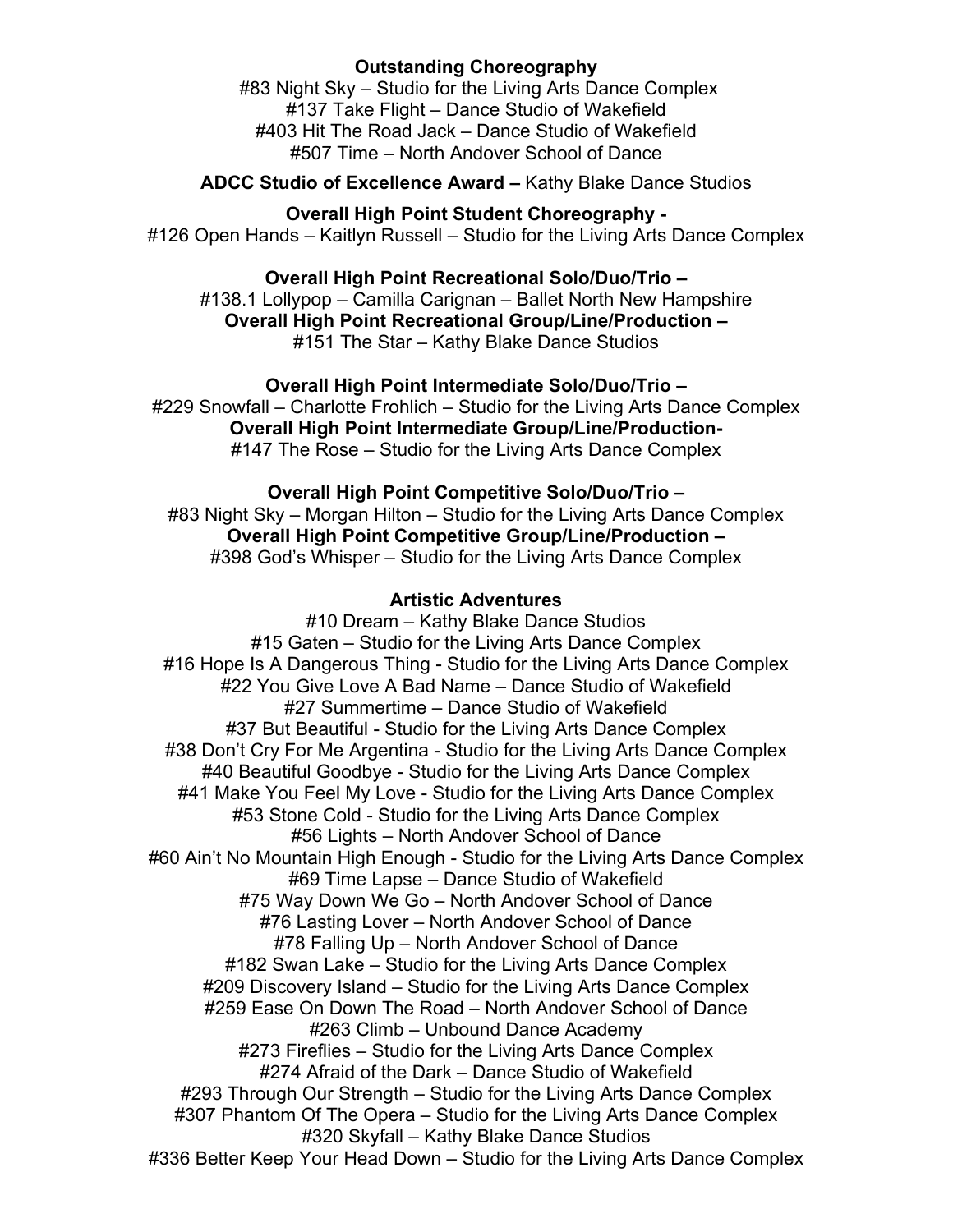**Outstanding Choreography**

#83 Night Sky – Studio for the Living Arts Dance Complex
#137 Take Flight – Dance Studio of Wakefield
#403 Hit The Road Jack – Dance Studio of Wakefield
#507 Time – North Andover School of Dance

**ADCC Studio of Excellence Award –** Kathy Blake Dance Studios

**Overall High Point Student Choreography -**

#126 Open Hands – Kaitlyn Russell – Studio for the Living Arts Dance Complex

**Overall High Point Recreational Solo/Duo/Trio –**

#138.1 Lollypop – Camilla Carignan – Ballet North New Hampshire

**Overall High Point Recreational Group/Line/Production –**

#151 The Star – Kathy Blake Dance Studios

**Overall High Point Intermediate Solo/Duo/Trio –**

#229 Snowfall – Charlotte Frohlich – Studio for the Living Arts Dance Complex

**Overall High Point Intermediate Group/Line/Production-**

#147 The Rose – Studio for the Living Arts Dance Complex

**Overall High Point Competitive Solo/Duo/Trio –**

#83 Night Sky – Morgan Hilton – Studio for the Living Arts Dance Complex

**Overall High Point Competitive Group/Line/Production –**

#398 God's Whisper – Studio for the Living Arts Dance Complex

**Artistic Adventures**

#10 Dream – Kathy Blake Dance Studios
#15 Gaten – Studio for the Living Arts Dance Complex
#16 Hope Is A Dangerous Thing - Studio for the Living Arts Dance Complex
#22 You Give Love A Bad Name – Dance Studio of Wakefield
#27 Summertime – Dance Studio of Wakefield
#37 But Beautiful - Studio for the Living Arts Dance Complex
#38 Don't Cry For Me Argentina - Studio for the Living Arts Dance Complex
#40 Beautiful Goodbye - Studio for the Living Arts Dance Complex
#41 Make You Feel My Love - Studio for the Living Arts Dance Complex
#53 Stone Cold - Studio for the Living Arts Dance Complex
#56 Lights – North Andover School of Dance
#60 Ain't No Mountain High Enough - Studio for the Living Arts Dance Complex
#69 Time Lapse – Dance Studio of Wakefield
#75 Way Down We Go – North Andover School of Dance
#76 Lasting Lover – North Andover School of Dance
#78 Falling Up – North Andover School of Dance
#182 Swan Lake – Studio for the Living Arts Dance Complex
#209 Discovery Island – Studio for the Living Arts Dance Complex
#259 Ease On Down The Road – North Andover School of Dance
#263 Climb – Unbound Dance Academy
#273 Fireflies – Studio for the Living Arts Dance Complex
#274 Afraid of the Dark – Dance Studio of Wakefield
#293 Through Our Strength – Studio for the Living Arts Dance Complex
#307 Phantom Of The Opera – Studio for the Living Arts Dance Complex
#320 Skyfall – Kathy Blake Dance Studios
#336 Better Keep Your Head Down – Studio for the Living Arts Dance Complex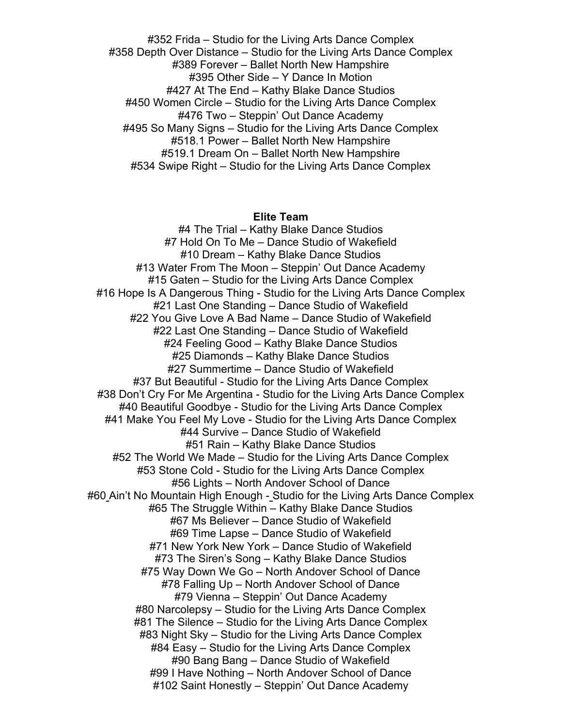#352 Frida – Studio for the Living Arts Dance Complex
#358 Depth Over Distance – Studio for the Living Arts Dance Complex
#389 Forever – Ballet North New Hampshire
#395 Other Side – Y Dance In Motion
#427 At The End – Kathy Blake Dance Studios
#450 Women Circle – Studio for the Living Arts Dance Complex
#476 Two – Steppin' Out Dance Academy
#495 So Many Signs – Studio for the Living Arts Dance Complex
#518.1 Power – Ballet North New Hampshire
#519.1 Dream On – Ballet North New Hampshire
#534 Swipe Right – Studio for the Living Arts Dance Complex

**Elite Team**

#4 The Trial – Kathy Blake Dance Studios
#7 Hold On To Me – Dance Studio of Wakefield
#10 Dream – Kathy Blake Dance Studios
#13 Water From The Moon – Steppin' Out Dance Academy
#15 Gaten – Studio for the Living Arts Dance Complex
#16 Hope Is A Dangerous Thing - Studio for the Living Arts Dance Complex
#21 Last One Standing – Dance Studio of Wakefield
#22 You Give Love A Bad Name – Dance Studio of Wakefield
#22 Last One Standing – Dance Studio of Wakefield
#24 Feeling Good – Kathy Blake Dance Studios
#25 Diamonds – Kathy Blake Dance Studios
#27 Summertime – Dance Studio of Wakefield
#37 But Beautiful - Studio for the Living Arts Dance Complex
#38 Don't Cry For Me Argentina - Studio for the Living Arts Dance Complex
#40 Beautiful Goodbye - Studio for the Living Arts Dance Complex
#41 Make You Feel My Love - Studio for the Living Arts Dance Complex
#44 Survive – Dance Studio of Wakefield
#51 Rain – Kathy Blake Dance Studios
#52 The World We Made – Studio for the Living Arts Dance Complex
#53 Stone Cold - Studio for the Living Arts Dance Complex
#56 Lights – North Andover School of Dance
#60 Ain't No Mountain High Enough - Studio for the Living Arts Dance Complex
#65 The Struggle Within – Kathy Blake Dance Studios
#67 Ms Believer – Dance Studio of Wakefield
#69 Time Lapse – Dance Studio of Wakefield
#71 New York New York – Dance Studio of Wakefield
#73 The Siren's Song – Kathy Blake Dance Studios
#75 Way Down We Go – North Andover School of Dance
#78 Falling Up – North Andover School of Dance
#79 Vienna – Steppin' Out Dance Academy
#80 Narcolepsy – Studio for the Living Arts Dance Complex
#81 The Silence – Studio for the Living Arts Dance Complex
#83 Night Sky – Studio for the Living Arts Dance Complex
#84 Easy – Studio for the Living Arts Dance Complex
#90 Bang Bang – Dance Studio of Wakefield
#99 I Have Nothing – North Andover School of Dance
#102 Saint Honestly – Steppin' Out Dance Academy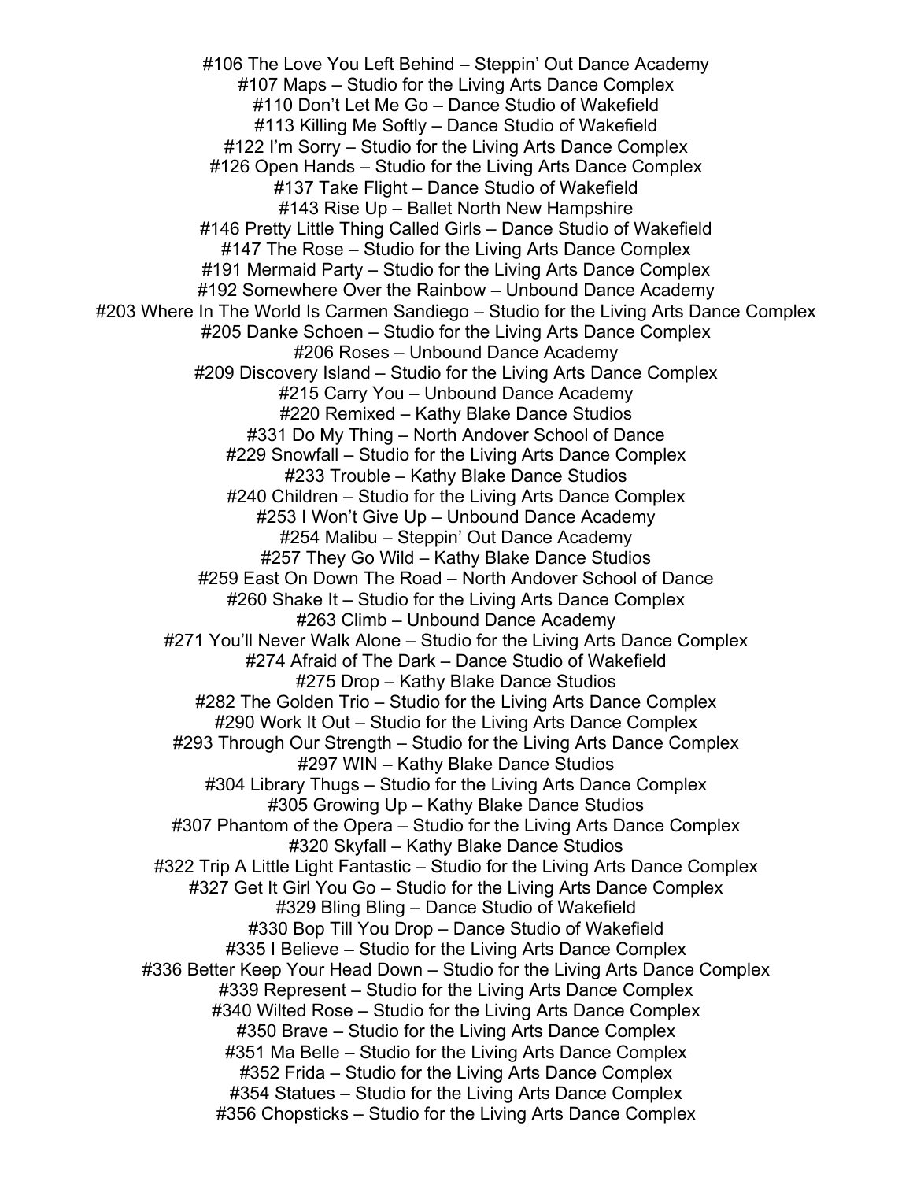#106 The Love You Left Behind – Steppin' Out Dance Academy
#107 Maps – Studio for the Living Arts Dance Complex
#110 Don't Let Me Go – Dance Studio of Wakefield
#113 Killing Me Softly – Dance Studio of Wakefield
#122 I'm Sorry – Studio for the Living Arts Dance Complex
#126 Open Hands – Studio for the Living Arts Dance Complex
#137 Take Flight – Dance Studio of Wakefield
#143 Rise Up – Ballet North New Hampshire
#146 Pretty Little Thing Called Girls – Dance Studio of Wakefield
#147 The Rose – Studio for the Living Arts Dance Complex
#191 Mermaid Party – Studio for the Living Arts Dance Complex
#192 Somewhere Over the Rainbow – Unbound Dance Academy
#203 Where In The World Is Carmen Sandiego – Studio for the Living Arts Dance Complex
#205 Danke Schoen – Studio for the Living Arts Dance Complex
#206 Roses – Unbound Dance Academy
#209 Discovery Island – Studio for the Living Arts Dance Complex
#215 Carry You – Unbound Dance Academy
#220 Remixed – Kathy Blake Dance Studios
#331 Do My Thing – North Andover School of Dance
#229 Snowfall – Studio for the Living Arts Dance Complex
#233 Trouble – Kathy Blake Dance Studios
#240 Children – Studio for the Living Arts Dance Complex
#253 I Won't Give Up – Unbound Dance Academy
#254 Malibu – Steppin' Out Dance Academy
#257 They Go Wild – Kathy Blake Dance Studios
#259 East On Down The Road – North Andover School of Dance
#260 Shake It – Studio for the Living Arts Dance Complex
#263 Climb – Unbound Dance Academy
#271 You'll Never Walk Alone – Studio for the Living Arts Dance Complex
#274 Afraid of The Dark – Dance Studio of Wakefield
#275 Drop – Kathy Blake Dance Studios
#282 The Golden Trio – Studio for the Living Arts Dance Complex
#290 Work It Out – Studio for the Living Arts Dance Complex
#293 Through Our Strength – Studio for the Living Arts Dance Complex
#297 WIN – Kathy Blake Dance Studios
#304 Library Thugs – Studio for the Living Arts Dance Complex
#305 Growing Up – Kathy Blake Dance Studios
#307 Phantom of the Opera – Studio for the Living Arts Dance Complex
#320 Skyfall – Kathy Blake Dance Studios
#322 Trip A Little Light Fantastic – Studio for the Living Arts Dance Complex
#327 Get It Girl You Go – Studio for the Living Arts Dance Complex
#329 Bling Bling – Dance Studio of Wakefield
#330 Bop Till You Drop – Dance Studio of Wakefield
#335 I Believe – Studio for the Living Arts Dance Complex
#336 Better Keep Your Head Down – Studio for the Living Arts Dance Complex
#339 Represent – Studio for the Living Arts Dance Complex
#340 Wilted Rose – Studio for the Living Arts Dance Complex
#350 Brave – Studio for the Living Arts Dance Complex
#351 Ma Belle – Studio for the Living Arts Dance Complex
#352 Frida – Studio for the Living Arts Dance Complex
#354 Statues – Studio for the Living Arts Dance Complex
#356 Chopsticks – Studio for the Living Arts Dance Complex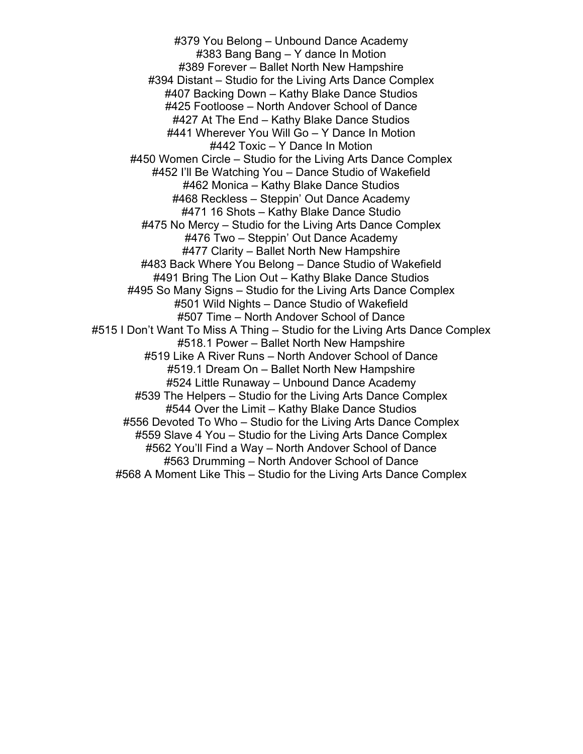#379 You Belong – Unbound Dance Academy
#383 Bang Bang – Y dance In Motion
#389 Forever – Ballet North New Hampshire
#394 Distant – Studio for the Living Arts Dance Complex
#407 Backing Down – Kathy Blake Dance Studios
#425 Footloose – North Andover School of Dance
#427 At The End – Kathy Blake Dance Studios
#441 Wherever You Will Go – Y Dance In Motion
#442 Toxic – Y Dance In Motion
#450 Women Circle – Studio for the Living Arts Dance Complex
#452 I'll Be Watching You – Dance Studio of Wakefield
#462 Monica – Kathy Blake Dance Studios
#468 Reckless – Steppin' Out Dance Academy
#471 16 Shots – Kathy Blake Dance Studio
#475 No Mercy – Studio for the Living Arts Dance Complex
#476 Two – Steppin' Out Dance Academy
#477 Clarity – Ballet North New Hampshire
#483 Back Where You Belong – Dance Studio of Wakefield
#491 Bring The Lion Out – Kathy Blake Dance Studios
#495 So Many Signs – Studio for the Living Arts Dance Complex
#501 Wild Nights – Dance Studio of Wakefield
#507 Time – North Andover School of Dance
#515 I Don't Want To Miss A Thing – Studio for the Living Arts Dance Complex
#518.1 Power – Ballet North New Hampshire
#519 Like A River Runs – North Andover School of Dance
#519.1 Dream On – Ballet North New Hampshire
#524 Little Runaway – Unbound Dance Academy
#539 The Helpers – Studio for the Living Arts Dance Complex
#544 Over the Limit – Kathy Blake Dance Studios
#556 Devoted To Who – Studio for the Living Arts Dance Complex
#559 Slave 4 You – Studio for the Living Arts Dance Complex
#562 You'll Find a Way – North Andover School of Dance
#563 Drumming – North Andover School of Dance
#568 A Moment Like This – Studio for the Living Arts Dance Complex